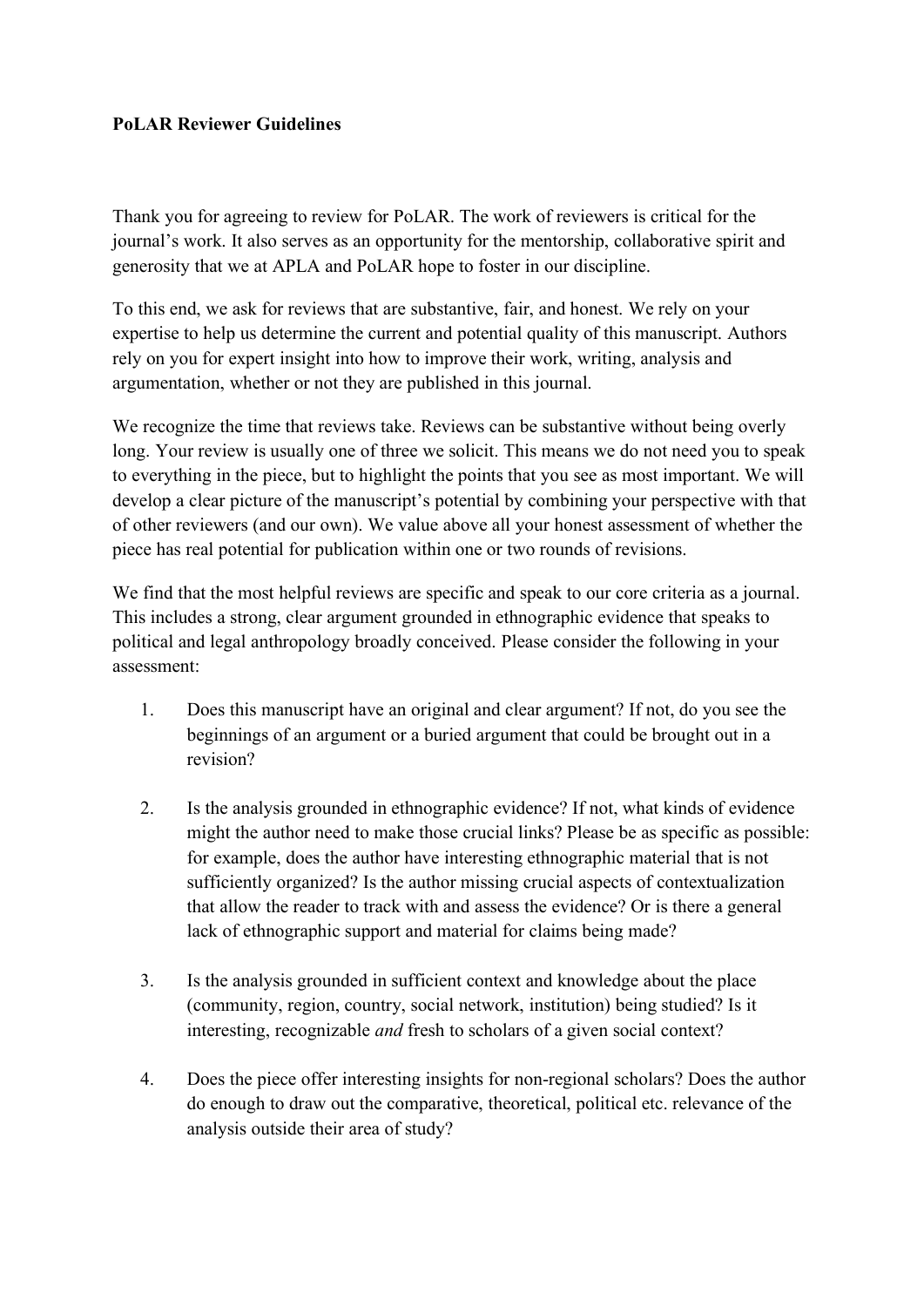**PoLAR Reviewer Guidelines**

Thank you for agreeing to review for PoLAR. The work of reviewers is critical for the journal's work. It also serves as an opportunity for the mentorship, collaborative spirit and generosity that we at APLA and PoLAR hope to foster in our discipline.

To this end, we ask for reviews that are substantive, fair, and honest. We rely on your expertise to help us determine the current and potential quality of this manuscript. Authors rely on you for expert insight into how to improve their work, writing, analysis and argumentation, whether or not they are published in this journal.

We recognize the time that reviews take. Reviews can be substantive without being overly long. Your review is usually one of three we solicit. This means we do not need you to speak to everything in the piece, but to highlight the points that you see as most important. We will develop a clear picture of the manuscript's potential by combining your perspective with that of other reviewers (and our own). We value above all your honest assessment of whether the piece has real potential for publication within one or two rounds of revisions.

We find that the most helpful reviews are specific and speak to our core criteria as a journal. This includes a strong, clear argument grounded in ethnographic evidence that speaks to political and legal anthropology broadly conceived. Please consider the following in your assessment:

1. Does this manuscript have an original and clear argument? If not, do you see the beginnings of an argument or a buried argument that could be brought out in a revision?

2. Is the analysis grounded in ethnographic evidence? If not, what kinds of evidence might the author need to make those crucial links? Please be as specific as possible: for example, does the author have interesting ethnographic material that is not sufficiently organized? Is the author missing crucial aspects of contextualization that allow the reader to track with and assess the evidence? Or is there a general lack of ethnographic support and material for claims being made?

3. Is the analysis grounded in sufficient context and knowledge about the place (community, region, country, social network, institution) being studied? Is it interesting, recognizable *and* fresh to scholars of a given social context?

4. Does the piece offer interesting insights for non-regional scholars? Does the author do enough to draw out the comparative, theoretical, political etc. relevance of the analysis outside their area of study?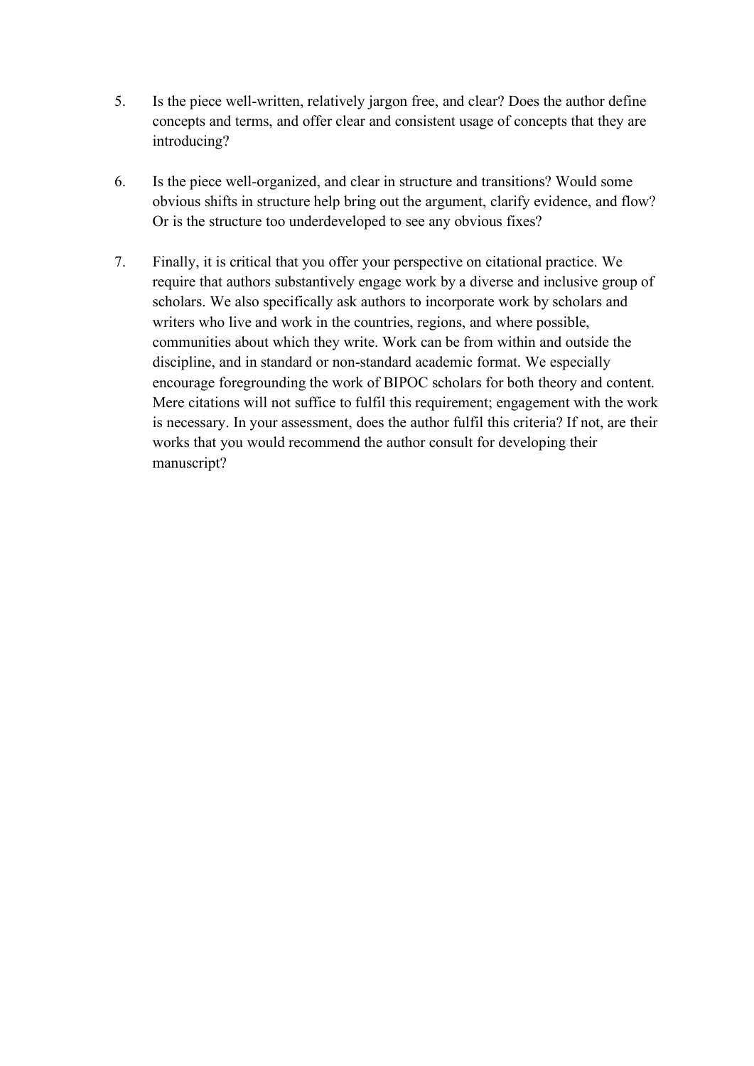5. Is the piece well-written, relatively jargon free, and clear? Does the author define concepts and terms, and offer clear and consistent usage of concepts that they are introducing?

6. Is the piece well-organized, and clear in structure and transitions? Would some obvious shifts in structure help bring out the argument, clarify evidence, and flow? Or is the structure too underdeveloped to see any obvious fixes?

7. Finally, it is critical that you offer your perspective on citational practice. We require that authors substantively engage work by a diverse and inclusive group of scholars. We also specifically ask authors to incorporate work by scholars and writers who live and work in the countries, regions, and where possible, communities about which they write. Work can be from within and outside the discipline, and in standard or non-standard academic format. We especially encourage foregrounding the work of BIPOC scholars for both theory and content. Mere citations will not suffice to fulfil this requirement; engagement with the work is necessary. In your assessment, does the author fulfil this criteria? If not, are their works that you would recommend the author consult for developing their manuscript?